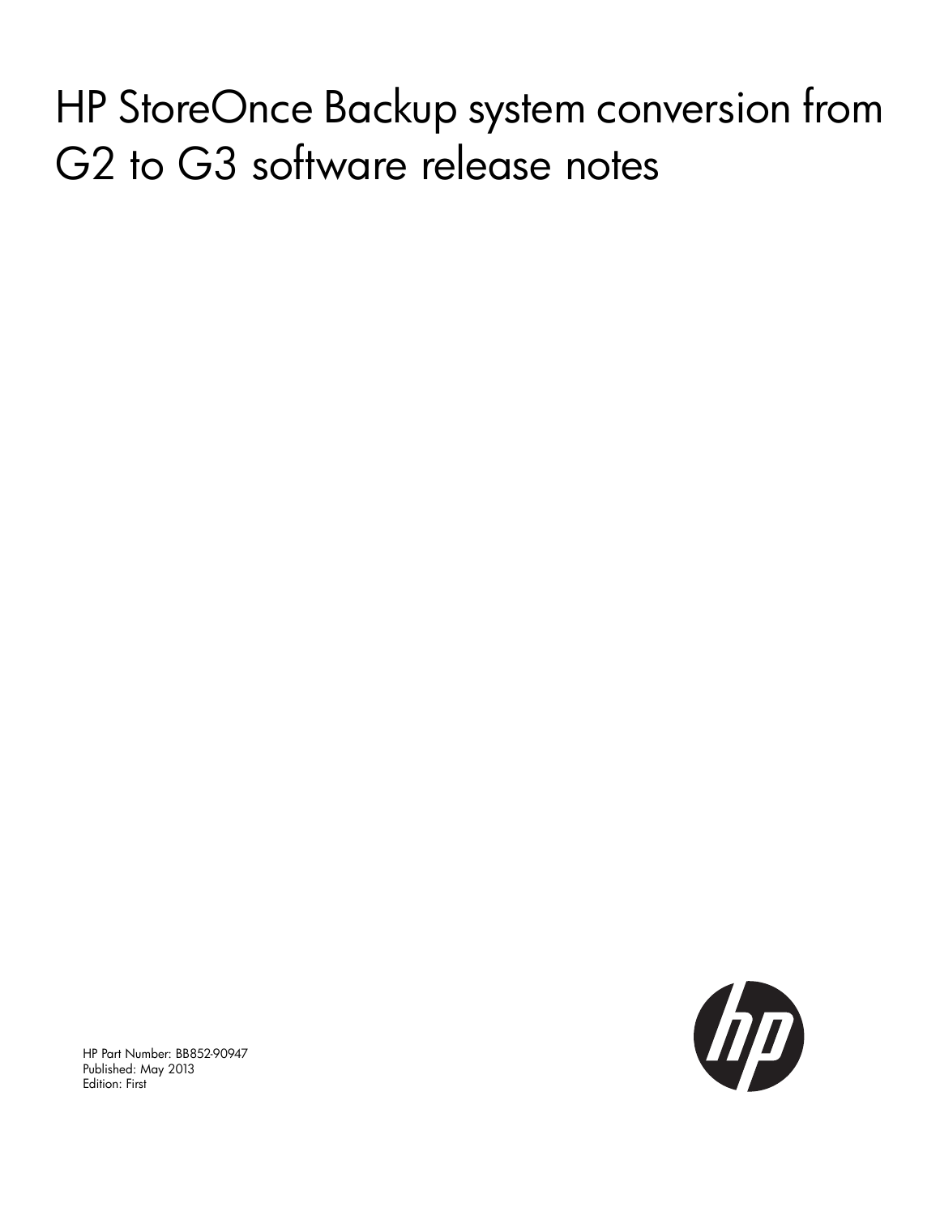# HP StoreOnce Backup system conversion from G2 to G3 software release notes

HP Part Number: BB852-90947
Published: May 2013
Edition: First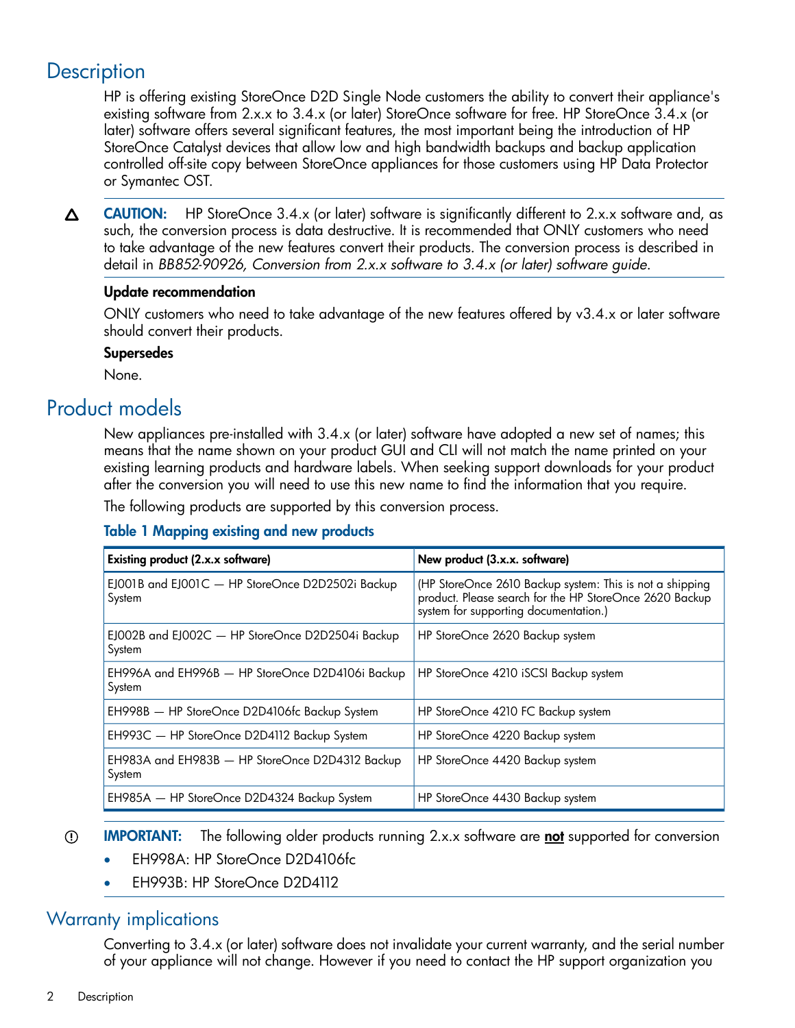## Description

HP is offering existing StoreOnce D2D Single Node customers the ability to convert their appliance's existing software from 2.x.x to 3.4.x (or later) StoreOnce software for free. HP StoreOnce 3.4.x (or later) software offers several significant features, the most important being the introduction of HP StoreOnce Catalyst devices that allow low and high bandwidth backups and backup application controlled off-site copy between StoreOnce appliances for those customers using HP Data Protector or Symantec OST.

**CAUTION:** HP StoreOnce 3.4.x (or later) software is significantly different to 2.x.x software and, as such, the conversion process is data destructive. It is recommended that ONLY customers who need to take advantage of the new features convert their products. The conversion process is described in detail in *BB852-90926, Conversion from 2.x.x software to 3.4.x (or later) software guide*.

**Update recommendation**

ONLY customers who need to take advantage of the new features offered by v3.4.x or later software should convert their products.

**Supersedes**

None.

## Product models

New appliances pre-installed with 3.4.x (or later) software have adopted a new set of names; this means that the name shown on your product GUI and CLI will not match the name printed on your existing learning products and hardware labels. When seeking support downloads for your product after the conversion you will need to use this new name to find the information that you require.

The following products are supported by this conversion process.

**Table 1 Mapping existing and new products**

| Existing product (2.x.x software) | New product (3.x.x. software) |
|---|---|
| EJ001B and EJ001C — HP StoreOnce D2D2502i Backup System | (HP StoreOnce 2610 Backup system: This is not a shipping product. Please search for the HP StoreOnce 2620 Backup system for supporting documentation.) |
| EJ002B and EJ002C — HP StoreOnce D2D2504i Backup System | HP StoreOnce 2620 Backup system |
| EH996A and EH996B — HP StoreOnce D2D4106i Backup System | HP StoreOnce 4210 iSCSI Backup system |
| EH998B — HP StoreOnce D2D4106fc Backup System | HP StoreOnce 4210 FC Backup system |
| EH993C — HP StoreOnce D2D4112 Backup System | HP StoreOnce 4220 Backup system |
| EH983A and EH983B — HP StoreOnce D2D4312 Backup System | HP StoreOnce 4420 Backup system |
| EH985A — HP StoreOnce D2D4324 Backup System | HP StoreOnce 4430 Backup system |

**IMPORTANT:** The following older products running 2.x.x software are **not** supported for conversion

- EH998A: HP StoreOnce D2D4106fc
- EH993B: HP StoreOnce D2D4112

## Warranty implications

Converting to 3.4.x (or later) software does not invalidate your current warranty, and the serial number of your appliance will not change. However if you need to contact the HP support organization you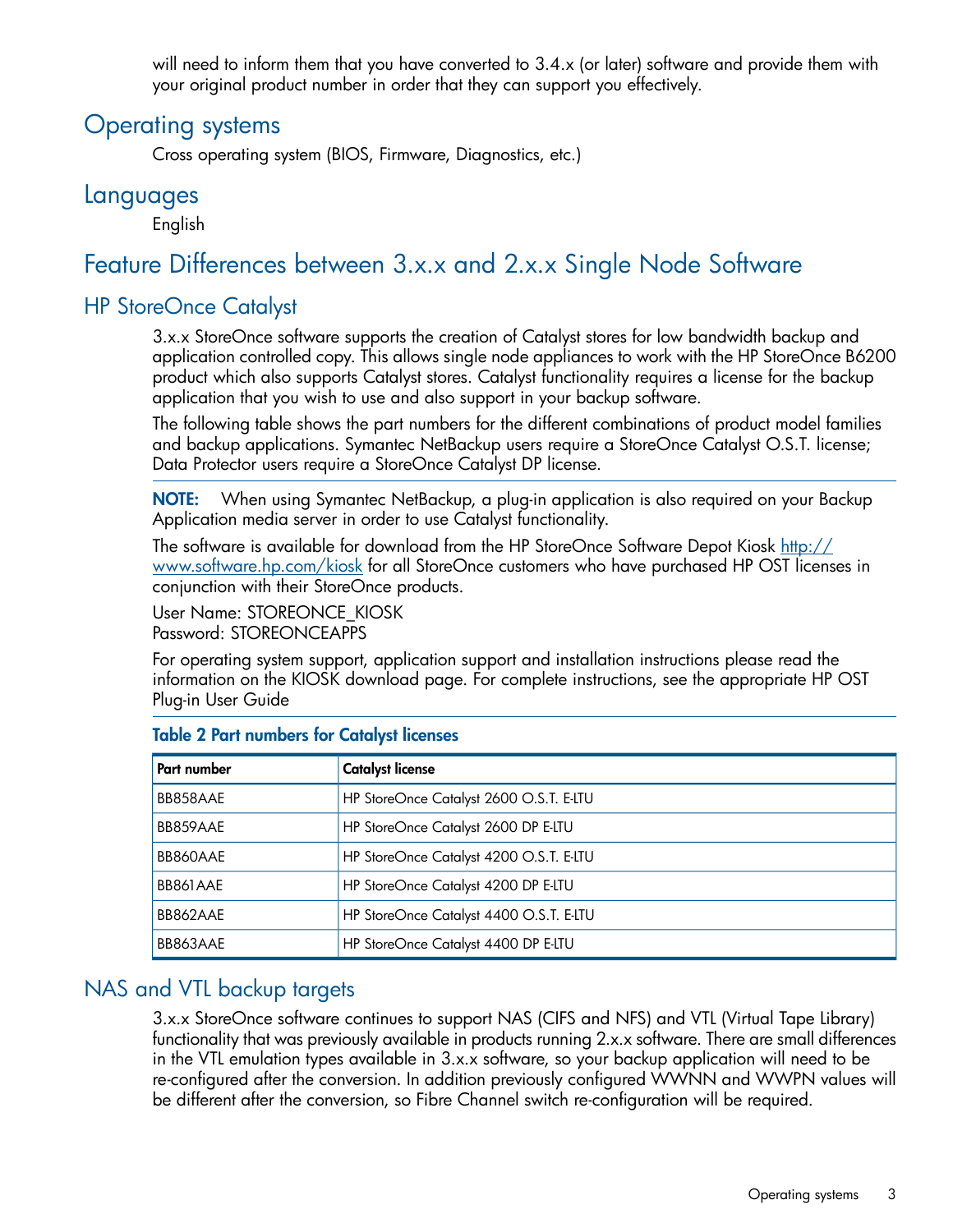will need to inform them that you have converted to 3.4.x (or later) software and provide them with your original product number in order that they can support you effectively.

## Operating systems

Cross operating system (BIOS, Firmware, Diagnostics, etc.)

## Languages

English

# Feature Differences between 3.x.x and 2.x.x Single Node Software

## HP StoreOnce Catalyst

3.x.x StoreOnce software supports the creation of Catalyst stores for low bandwidth backup and application controlled copy. This allows single node appliances to work with the HP StoreOnce B6200 product which also supports Catalyst stores. Catalyst functionality requires a license for the backup application that you wish to use and also support in your backup software.

The following table shows the part numbers for the different combinations of product model families and backup applications. Symantec NetBackup users require a StoreOnce Catalyst O.S.T. license; Data Protector users require a StoreOnce Catalyst DP license.

**NOTE:** When using Symantec NetBackup, a plug-in application is also required on your Backup Application media server in order to use Catalyst functionality.

The software is available for download from the HP StoreOnce Software Depot Kiosk http://www.software.hp.com/kiosk for all StoreOnce customers who have purchased HP OST licenses in conjunction with their StoreOnce products.

User Name: STOREONCE_KIOSK
Password: STOREONCEAPPS

For operating system support, application support and installation instructions please read the information on the KIOSK download page. For complete instructions, see the appropriate HP OST Plug-in User Guide

**Table 2 Part numbers for Catalyst licenses**

| Part number | Catalyst license |
|---|---|
| BB858AAE | HP StoreOnce Catalyst 2600 O.S.T. E-LTU |
| BB859AAE | HP StoreOnce Catalyst 2600 DP E-LTU |
| BB860AAE | HP StoreOnce Catalyst 4200 O.S.T. E-LTU |
| BB861AAE | HP StoreOnce Catalyst 4200 DP E-LTU |
| BB862AAE | HP StoreOnce Catalyst 4400 O.S.T. E-LTU |
| BB863AAE | HP StoreOnce Catalyst 4400 DP E-LTU |

## NAS and VTL backup targets

3.x.x StoreOnce software continues to support NAS (CIFS and NFS) and VTL (Virtual Tape Library) functionality that was previously available in products running 2.x.x software. There are small differences in the VTL emulation types available in 3.x.x software, so your backup application will need to be re-configured after the conversion. In addition previously configured WWNN and WWPN values will be different after the conversion, so Fibre Channel switch re-configuration will be required.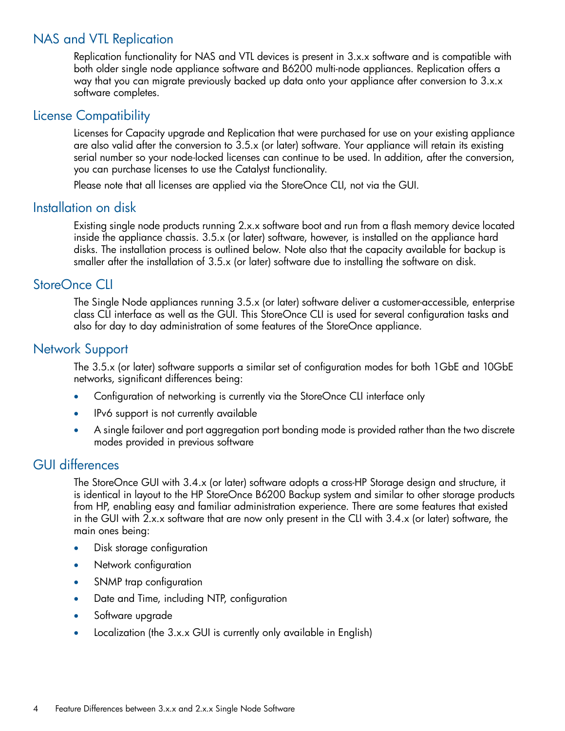## NAS and VTL Replication

Replication functionality for NAS and VTL devices is present in 3.x.x software and is compatible with both older single node appliance software and B6200 multi-node appliances. Replication offers a way that you can migrate previously backed up data onto your appliance after conversion to 3.x.x software completes.

## License Compatibility

Licenses for Capacity upgrade and Replication that were purchased for use on your existing appliance are also valid after the conversion to 3.5.x (or later) software. Your appliance will retain its existing serial number so your node-locked licenses can continue to be used. In addition, after the conversion, you can purchase licenses to use the Catalyst functionality.

Please note that all licenses are applied via the StoreOnce CLI, not via the GUI.

## Installation on disk

Existing single node products running 2.x.x software boot and run from a flash memory device located inside the appliance chassis. 3.5.x (or later) software, however, is installed on the appliance hard disks. The installation process is outlined below. Note also that the capacity available for backup is smaller after the installation of 3.5.x (or later) software due to installing the software on disk.

## StoreOnce CLI

The Single Node appliances running 3.5.x (or later) software deliver a customer-accessible, enterprise class CLI interface as well as the GUI. This StoreOnce CLI is used for several configuration tasks and also for day to day administration of some features of the StoreOnce appliance.

## Network Support

The 3.5.x (or later) software supports a similar set of configuration modes for both 1GbE and 10GbE networks, significant differences being:

- Configuration of networking is currently via the StoreOnce CLI interface only
- IPv6 support is not currently available
- A single failover and port aggregation port bonding mode is provided rather than the two discrete modes provided in previous software

## GUI differences

The StoreOnce GUI with 3.4.x (or later) software adopts a cross-HP Storage design and structure, it is identical in layout to the HP StoreOnce B6200 Backup system and similar to other storage products from HP, enabling easy and familiar administration experience. There are some features that existed in the GUI with 2.x.x software that are now only present in the CLI with 3.4.x (or later) software, the main ones being:

- Disk storage configuration
- Network configuration
- SNMP trap configuration
- Date and Time, including NTP, configuration
- Software upgrade
- Localization (the 3.x.x GUI is currently only available in English)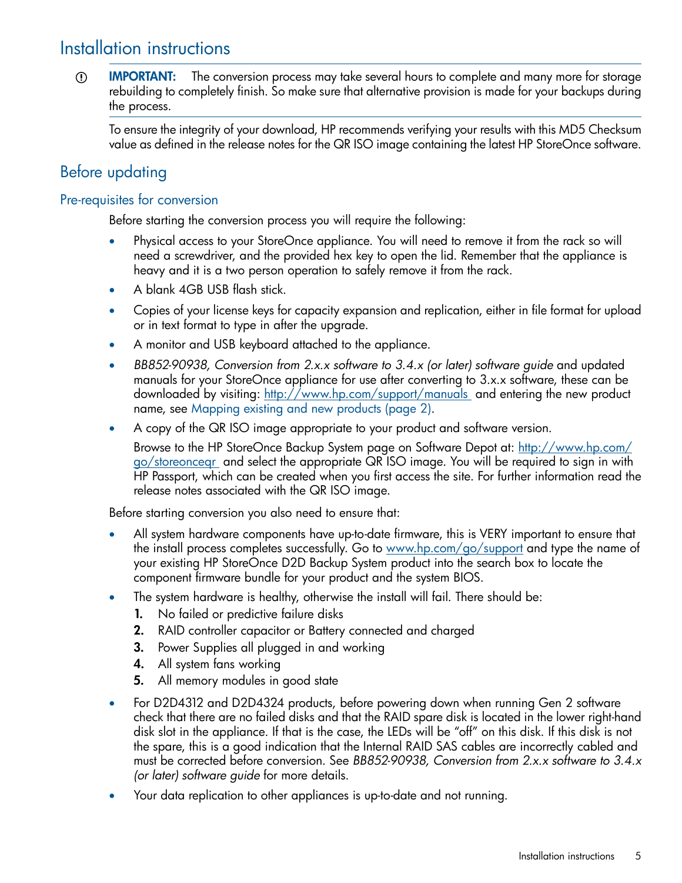# Installation instructions

**IMPORTANT:** The conversion process may take several hours to complete and many more for storage rebuilding to completely finish. So make sure that alternative provision is made for your backups during the process.

To ensure the integrity of your download, HP recommends verifying your results with this MD5 Checksum value as defined in the release notes for the QR ISO image containing the latest HP StoreOnce software.

## Before updating

### Pre-requisites for conversion

Before starting the conversion process you will require the following:

- Physical access to your StoreOnce appliance. You will need to remove it from the rack so will need a screwdriver, and the provided hex key to open the lid. Remember that the appliance is heavy and it is a two person operation to safely remove it from the rack.
- A blank 4GB USB flash stick.
- Copies of your license keys for capacity expansion and replication, either in file format for upload or in text format to type in after the upgrade.
- A monitor and USB keyboard attached to the appliance.
- *BB852-90938, Conversion from 2.x.x software to 3.4.x (or later) software guide* and updated manuals for your StoreOnce appliance for use after converting to 3.x.x software, these can be downloaded by visiting: http://www.hp.com/support/manuals and entering the new product name, see Mapping existing and new products (page 2).
- A copy of the QR ISO image appropriate to your product and software version.

  Browse to the HP StoreOnce Backup System page on Software Depot at: http://www.hp.com/go/storeonceqr and select the appropriate QR ISO image. You will be required to sign in with HP Passport, which can be created when you first access the site. For further information read the release notes associated with the QR ISO image.

Before starting conversion you also need to ensure that:

- All system hardware components have up-to-date firmware, this is VERY important to ensure that the install process completes successfully. Go to www.hp.com/go/support and type the name of your existing HP StoreOnce D2D Backup System product into the search box to locate the component firmware bundle for your product and the system BIOS.
- The system hardware is healthy, otherwise the install will fail. There should be:
  1. No failed or predictive failure disks
  2. RAID controller capacitor or Battery connected and charged
  3. Power Supplies all plugged in and working
  4. All system fans working
  5. All memory modules in good state
- For D2D4312 and D2D4324 products, before powering down when running Gen 2 software check that there are no failed disks and that the RAID spare disk is located in the lower right-hand disk slot in the appliance. If that is the case, the LEDs will be "off" on this disk. If this disk is not the spare, this is a good indication that the Internal RAID SAS cables are incorrectly cabled and must be corrected before conversion. See *BB852-90938, Conversion from 2.x.x software to 3.4.x (or later) software guide* for more details.
- Your data replication to other appliances is up-to-date and not running.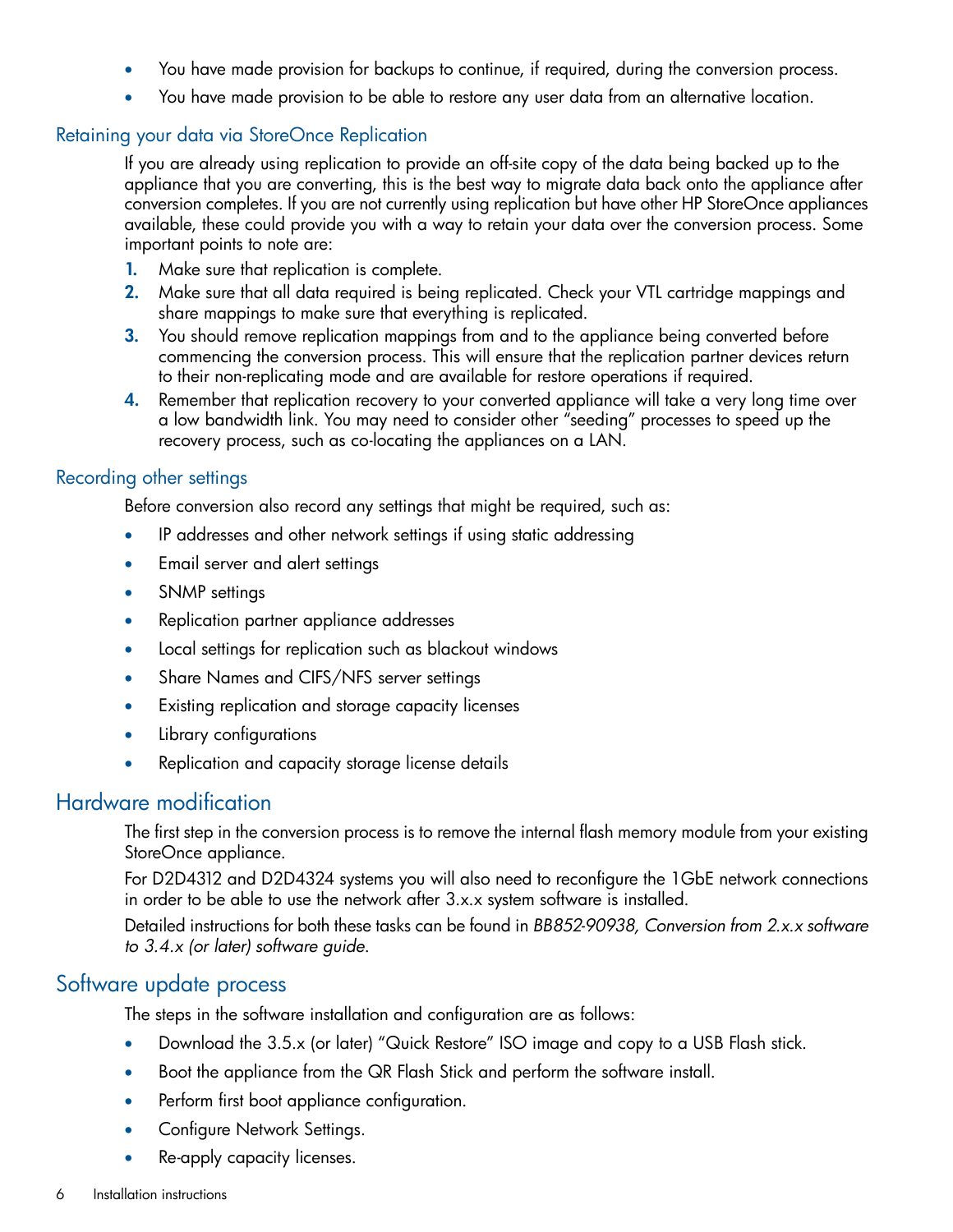- You have made provision for backups to continue, if required, during the conversion process.
- You have made provision to be able to restore any user data from an alternative location.

### Retaining your data via StoreOnce Replication

If you are already using replication to provide an off-site copy of the data being backed up to the appliance that you are converting, this is the best way to migrate data back onto the appliance after conversion completes. If you are not currently using replication but have other HP StoreOnce appliances available, these could provide you with a way to retain your data over the conversion process. Some important points to note are:

1. Make sure that replication is complete.
2. Make sure that all data required is being replicated. Check your VTL cartridge mappings and share mappings to make sure that everything is replicated.
3. You should remove replication mappings from and to the appliance being converted before commencing the conversion process. This will ensure that the replication partner devices return to their non-replicating mode and are available for restore operations if required.
4. Remember that replication recovery to your converted appliance will take a very long time over a low bandwidth link. You may need to consider other "seeding" processes to speed up the recovery process, such as co-locating the appliances on a LAN.

### Recording other settings

Before conversion also record any settings that might be required, such as:

- IP addresses and other network settings if using static addressing
- Email server and alert settings
- SNMP settings
- Replication partner appliance addresses
- Local settings for replication such as blackout windows
- Share Names and CIFS/NFS server settings
- Existing replication and storage capacity licenses
- Library configurations
- Replication and capacity storage license details

## Hardware modification

The first step in the conversion process is to remove the internal flash memory module from your existing StoreOnce appliance.

For D2D4312 and D2D4324 systems you will also need to reconfigure the 1GbE network connections in order to be able to use the network after 3.x.x system software is installed.

Detailed instructions for both these tasks can be found in *BB852-90938, Conversion from 2.x.x software to 3.4.x (or later) software guide*.

## Software update process

The steps in the software installation and configuration are as follows:

- Download the 3.5.x (or later) "Quick Restore" ISO image and copy to a USB Flash stick.
- Boot the appliance from the QR Flash Stick and perform the software install.
- Perform first boot appliance configuration.
- Configure Network Settings.
- Re-apply capacity licenses.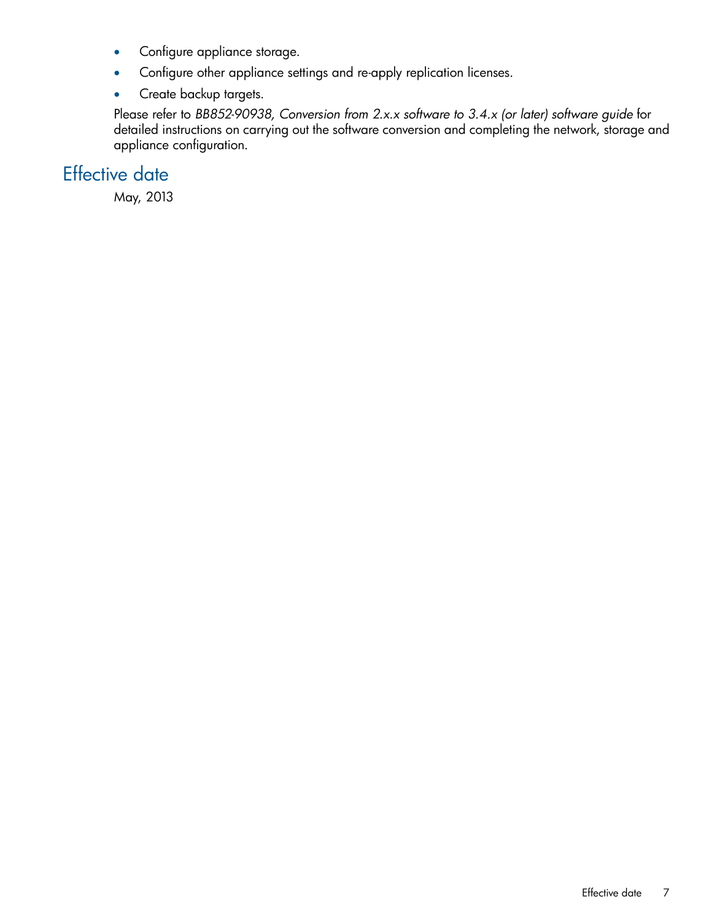- Configure appliance storage.
- Configure other appliance settings and re-apply replication licenses.
- Create backup targets.

Please refer to *BB852-90938, Conversion from 2.x.x software to 3.4.x (or later) software guide* for detailed instructions on carrying out the software conversion and completing the network, storage and appliance configuration.

## Effective date

May, 2013